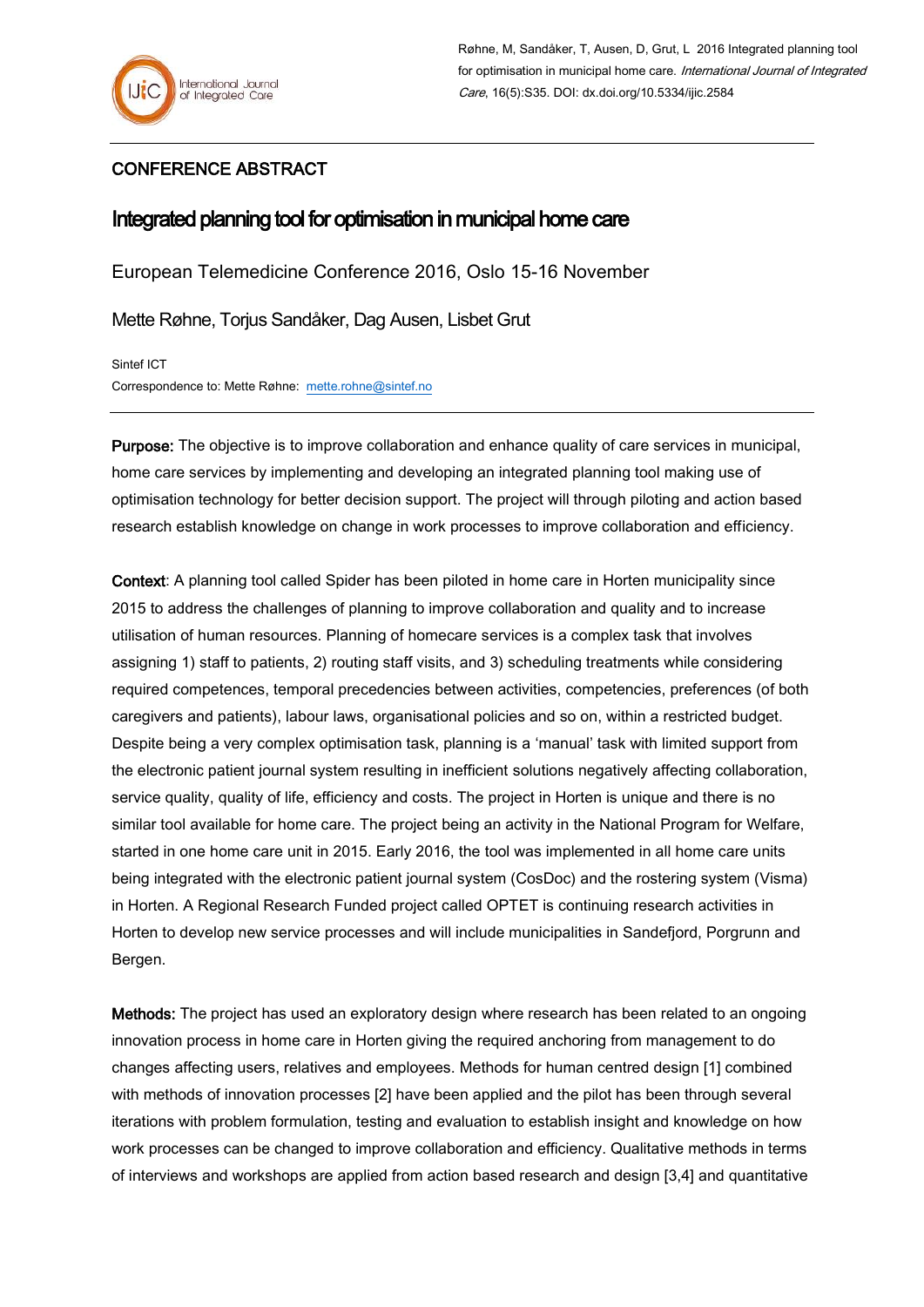CONFERENCE ABSTRACT

# Integrated planning tool for optimisation in municipal home care

European Telemedicine Conference 2016, Oslo 15-16 November

Mette Røhne, Torjus Sandåker, Dag Ausen, Lisbet Grut

Sintef ICT

Correspondence to: Mette Røhne: mette.rohne@sintef.no

---

**Purpose:** The objective is to improve collaboration and enhance quality of care services in municipal, home care services by implementing and developing an integrated planning tool making use of optimisation technology for better decision support. The project will through piloting and action based research establish knowledge on change in work processes to improve collaboration and efficiency.

**Context**: A planning tool called Spider has been piloted in home care in Horten municipality since 2015 to address the challenges of planning to improve collaboration and quality and to increase utilisation of human resources. Planning of homecare services is a complex task that involves assigning 1) staff to patients, 2) routing staff visits, and 3) scheduling treatments while considering required competences, temporal precedencies between activities, competencies, preferences (of both caregivers and patients), labour laws, organisational policies and so on, within a restricted budget. Despite being a very complex optimisation task, planning is a 'manual' task with limited support from the electronic patient journal system resulting in inefficient solutions negatively affecting collaboration, service quality, quality of life, efficiency and costs. The project in Horten is unique and there is no similar tool available for home care. The project being an activity in the National Program for Welfare, started in one home care unit in 2015. Early 2016, the tool was implemented in all home care units being integrated with the electronic patient journal system (CosDoc) and the rostering system (Visma) in Horten. A Regional Research Funded project called OPTET is continuing research activities in Horten to develop new service processes and will include municipalities in Sandefjord, Porgrunn and Bergen.

**Methods:** The project has used an exploratory design where research has been related to an ongoing innovation process in home care in Horten giving the required anchoring from management to do changes affecting users, relatives and employees. Methods for human centred design [1] combined with methods of innovation processes [2] have been applied and the pilot has been through several iterations with problem formulation, testing and evaluation to establish insight and knowledge on how work processes can be changed to improve collaboration and efficiency. Qualitative methods in terms of interviews and workshops are applied from action based research and design [3,4] and quantitative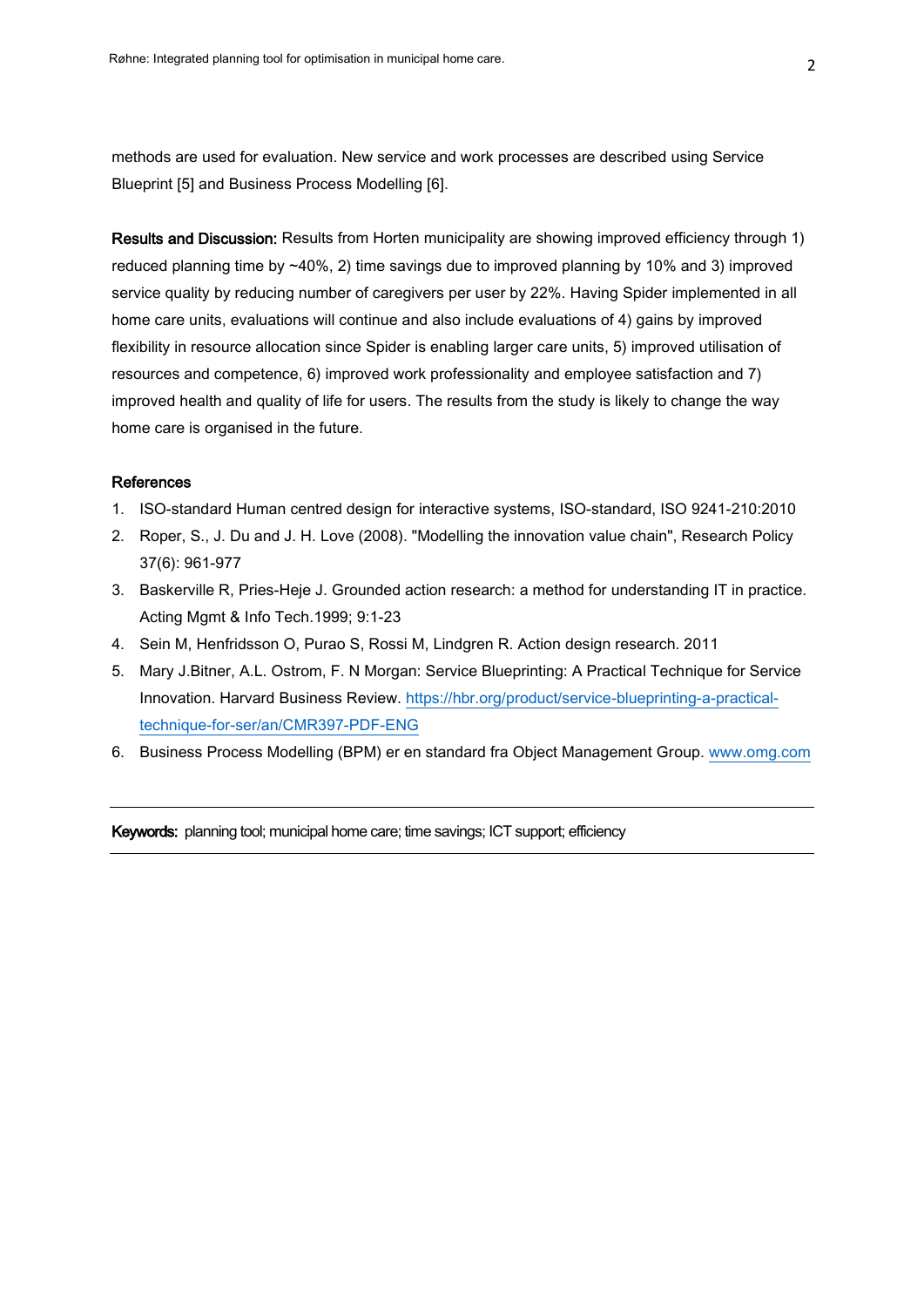methods are used for evaluation. New service and work processes are described using Service Blueprint [5] and Business Process Modelling [6].

**Results and Discussion:** Results from Horten municipality are showing improved efficiency through 1) reduced planning time by ~40%, 2) time savings due to improved planning by 10% and 3) improved service quality by reducing number of caregivers per user by 22%. Having Spider implemented in all home care units, evaluations will continue and also include evaluations of 4) gains by improved flexibility in resource allocation since Spider is enabling larger care units, 5) improved utilisation of resources and competence, 6) improved work professionality and employee satisfaction and 7) improved health and quality of life for users. The results from the study is likely to change the way home care is organised in the future.

**References**

1. ISO-standard Human centred design for interactive systems, ISO-standard, ISO 9241-210:2010
2. Roper, S., J. Du and J. H. Love (2008). "Modelling the innovation value chain", Research Policy 37(6): 961-977
3. Baskerville R, Pries-Heje J. Grounded action research: a method for understanding IT in practice. Acting Mgmt & Info Tech.1999; 9:1-23
4. Sein M, Henfridsson O, Purao S, Rossi M, Lindgren R. Action design research. 2011
5. Mary J.Bitner, A.L. Ostrom, F. N Morgan: Service Blueprinting: A Practical Technique for Service Innovation. Harvard Business Review. https://hbr.org/product/service-blueprinting-a-practical-technique-for-ser/an/CMR397-PDF-ENG
6. Business Process Modelling (BPM) er en standard fra Object Management Group. www.omg.com

---

**Keywords:** planning tool; municipal home care; time savings; ICT support; efficiency

---